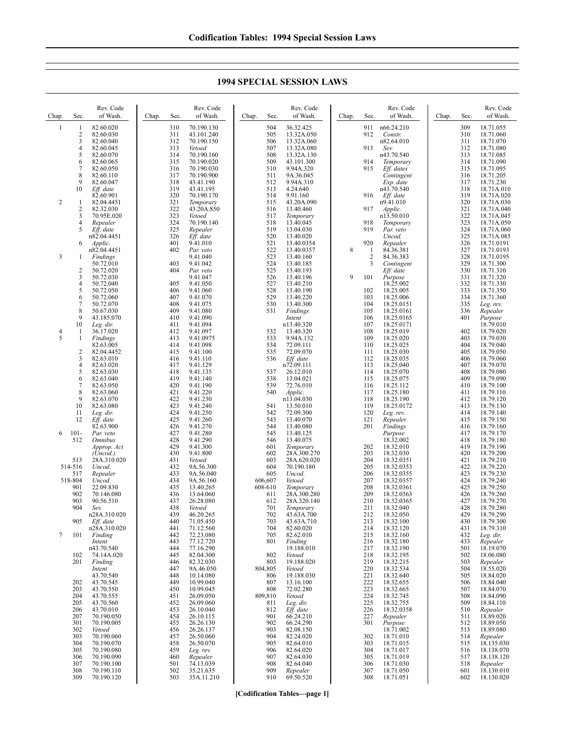# 1994 SPECIAL SESSION LAWS

| Chap. | Sec. | Rev. Code of Wash. |
|---|---|---|
| 1 | 1 | 82.60.020 |
| | 2 | 82.60.030 |
| | 3 | 82.60.040 |
| | 4 | 82.60.045 |
| | 5 | 82.60.070 |
| | 6 | 82.60.065 |
| | 7 | 82.60.050 |
| | 8 | 82.60.110 |
| | 9 | 82.60.047 |
| | 10 | *Eff. date* 82.60.901 |
| 2 | 1 | 82.04.4451 |
| | 2 | 82.32.030 |
| | 3 | 70.95E.020 |
| | 4 | *Repealer* |
| | 5 | *Eff. date* n82.04.4451 |
| | 6 | *Applic.* n82.04.4451 |
| 3 | 1 | *Findings* 50.72.010 |
| | 2 | 50.72.020 |
| | 3 | 50.72.030 |
| | 4 | 50.72.040 |
| | 5 | 50.72.050 |
| | 6 | 50.72.060 |
| | 7 | 50.72.070 |
| | 8 | 50.67.030 |
| | 9 | 43.185.070 |
| | 10 | *Leg. dir.* |
| 4 | 1 | 36.17.020 |
| 5 | 1 | *Findings* 82.63.005 |
| | 2 | 82.04.4452 |
| | 3 | 82.63.010 |
| | 4 | 82.63.020 |
| | 5 | 82.63.030 |
| | 6 | 82.63.040 |
| | 7 | 82.63.050 |
| | 8 | 82.63.060 |
| | 9 | 82.63.070 |
| | 10 | 82.63.080 |
| | 11 | *Leg. dir.* |
| | 12 | *Eff. date* 82.63.900 |
| 6 | 101-512 | *Par. veto Omnibus Approp. Act (Uncod.)* |
| | 513 | 28A.310.020 |
| | 514-516 | *Uncod.* |
| | 517 | *Repealer* |
| | 518-804 | *Uncod.* |
| | 901 | 22.09.830 |
| | 902 | 70.146.080 |
| | 903 | 90.56.510 |
| | 904 | *Sev.* n28A.310.020 |
| | 905 | *Eff. date* n28A.310.020 |
| 7 | 101 | *Finding Intent* n43.70.540 |
| | 102 | 74.14A.020 |
| | 201 | *Finding Intent* 43.70.540 |
| | 202 | 43.70.545 |
| | 203 | 43.70.550 |
| | 204 | 43.70.555 |
| | 205 | 43.70.560 |
| | 206 | 43.70.010 |
| | 207 | 70.190.050 |
| | 301 | 70.190.005 |
| | 302 | *Vetoed* |
| | 303 | 70.190.060 |
| | 304 | 70.190.070 |
| | 305 | 70.190.080 |
| | 306 | 70.190.090 |
| | 307 | 70.190.100 |
| | 308 | 70.190.110 |
| | 309 | 70.190.120 |
| | 310 | 70.190.130 |
| | 311 | 43.101.240 |
| | 312 | 70.190.150 |
| | 313 | *Vetoed* |
| | 314 | 70.190.160 |
| | 315 | 70.190.020 |
| | 316 | 70.190.030 |
| | 317 | 70.190.900 |
| | 318 | 43.41.190 |
| | 319 | 43.41.195 |
| | 320 | 70.190.170 |
| | 321 | *Temporary* |
| | 322 | 43.20A.850 |
| | 323 | *Vetoed* |
| | 324 | 70.190.140 |
| | 325 | *Repealer* |
| | 326 | *Eff. date* |
| | 401 | 9.41.010 |
| | 402 | *Par. veto* 9.41.040 |
| | 403 | 9.41.042 |
| | 404 | *Par. veto* 9.41.047 |
| | 405 | 9.41.050 |
| | 406 | 9.41.060 |
| | 407 | 9.41.070 |
| | 408 | 9.41.075 |
| | 409 | 9.41.080 |
| | 410 | 9.41.090 |
| | 411 | 9.41.094 |
| | 412 | 9.41.097 |
| | 413 | 9.41.0975 |
| | 414 | 9.41.098 |
| | 415 | 9.41.100 |
| | 416 | 9.41.110 |
| | 417 | 9.41.129 |
| | 418 | 9.41.135 |
| | 419 | 9.41.140 |
| | 420 | 9.41.190 |
| | 421 | 9.41.220 |
| | 422 | 9.41.230 |
| | 423 | 9.41.240 |
| | 424 | 9.41.250 |
| | 425 | 9.41.260 |
| | 426 | 9.41.270 |
| | 427 | 9.41.280 |
| | 428 | 9.41.290 |
| | 429 | 9.41.300 |
| | 430 | 9.41.800 |
| | 431 | *Vetoed* |
| | 432 | 9A.56.300 |
| | 433 | 9A.56.040 |
| | 434 | 9A.56.160 |
| | 435 | 13.40.265 |
| | 436 | 13.64.060 |
| | 437 | 26.28.080 |
| | 438 | *Vetoed* |
| | 439 | 46.20.265 |
| | 440 | 71.05.450 |
| | 441 | 71.12.560 |
| | 442 | 72.23.080 |
| | 443 | 77.12.720 |
| | 444 | 77.16.290 |
| | 445 | 82.04.300 |
| | 446 | 82.32.030 |
| | 447 | 9A.46.050 |
| | 448 | 10.14.080 |
| | 449 | 10.99.040 |
| | 450 | 10.99.045 |
| | 451 | 26.09.050 |
| | 452 | 26.09.060 |
| | 453 | 26.10.040 |
| | 454 | 26.10.115 |
| | 455 | 26.26.130 |
| | 456 | 26.26.137 |
| | 457 | 26.50.060 |
| | 458 | 26.50.070 |
| | 459 | *Leg. rev.* |
| | 460 | *Repealer* |
| | 501 | 74.13.039 |
| | 502 | 35.21.635 |
| | 503 | 35A.11.210 |
| | 504 | 36.32.425 |
| | 505 | 13.32A.050 |
| | 506 | 13.32A.060 |
| | 507 | 13.32A.080 |
| | 508 | 13.32A.130 |
| | 509 | 43.101.300 |
| | 510 | 9.94A.320 |
| | 511 | 9A.36.045 |
| | 512 | 9.94A.310 |
| | 513 | 4.24.640 |
| | 514 | 9.91.160 |
| | 515 | 43.20A.090 |
| | 516 | 13.40.460 |
| | 517 | *Temporary* |
| | 518 | 13.40.045 |
| | 519 | 13.04.030 |
| | 520 | 13.40.020 |
| | 521 | 13.40.0354 |
| | 522 | 13.40.0357 |
| | 523 | 13.40.160 |
| | 524 | 13.40.185 |
| | 525 | 13.40.193 |
| | 526 | 13.40.196 |
| | 527 | 13.40.210 |
| | 528 | 13.40.190 |
| | 529 | 13.40.220 |
| | 530 | 13.40.300 |
| | 531 | *Findings Intent* n13.40.320 |
| | 532 | 13.40.320 |
| | 533 | 9.94A.132 |
| | 534 | 72.09.111 |
| | 535 | 72.09.070 |
| | 536 | *Eff. date* n72.09.111 |
| | 537 | 26.12.010 |
| | 538 | 13.04.021 |
| | 539 | 72.76.010 |
| | 540 | *Applic.* n13.04.030 |
| | 541 | 13.50.010 |
| | 542 | 72.09.300 |
| | 543 | 13.40.070 |
| | 544 | 13.40.080 |
| | 545 | 13.40.125 |
| | 546 | 13.40.075 |
| | 601 | *Temporary* |
| | 602 | 28A.300.270 |
| | 603 | 28A.620.020 |
| | 604 | 70.190.180 |
| | 605 | *Uncod.* |
| | 606,607 | *Vetoed* |
| | 608-610 | *Temporary* |
| | 611 | 28A.300.280 |
| | 612 | 28A.320.140 |
| | 701 | *Temporary* |
| | 702 | 43.63A.700 |
| | 703 | 43.63A.710 |
| | 704 | 82.60.020 |
| | 705 | 82.62.010 |
| | 801 | *Finding* 19.188.010 |
| | 802 | *Vetoed* |
| | 803 | 19.188.020 |
| | 804,805 | *Vetoed* |
| | 806 | 19.188.030 |
| | 807 | 13.16.100 |
| | 808 | 72.02.280 |
| | 809,810 | *Vetoed* |
| | 811 | *Leg. dir.* |
| | 812 | *Eff. date* |
| | 901 | 66.24.210 |
| | 902 | 66.24.290 |
| | 903 | 82.08.150 |
| | 904 | 82.24.020 |
| | 905 | 82.64.010 |
| | 906 | 82.64.020 |
| | 907 | 82.64.030 |
| | 908 | 82.64.040 |
| | 909 | *Repealer* |
| | 910 | 69.50.520 |
| | 911 | n66.24.210 |
| | 912 | *Constr.* n82.64.010 |
| | 913 | *Sev.* n43.70.540 |
| | 914 | *Temporary* |
| | 915 | *Eff. dates Contingent Exp. date* n43.70.540 |
| | 916 | *Eff. date* n9.41.010 |
| | 917 | *Applic.* n13.50.010 |
| | 918 | *Temporary* |
| | 919 | *Par. veto Uncod.* |
| | 920 | *Repealer* |
| 8 | 1 | 84.36.381 |
| | 2 | 84.36.383 |
| | 3 | *Contingent Eff. date* |
| 9 | 101 | *Purpose* 18.25.002 |
| | 102 | 18.25.005 |
| | 103 | 18.25.006 |
| | 104 | 18.25.0151 |
| | 105 | 18.25.0161 |
| | 106 | 18.25.0165 |
| | 107 | 18.25.0171 |
| | 108 | 18.25.019 |
| | 109 | 18.25.020 |
| | 110 | 18.25.025 |
| | 111 | 18.25.030 |
| | 112 | 18.25.035 |
| | 113 | 18.25.040 |
| | 114 | 18.25.070 |
| | 115 | 18.25.075 |
| | 116 | 18.25.112 |
| | 117 | 18.25.180 |
| | 118 | 18.25.190 |
| | 119 | 18.25.0172 |
| | 120 | *Leg. rev.* |
| | 121 | *Repealer* |
| | 201 | *Findings Purpose* 18.32.002 |
| | 202 | 18.32.010 |
| | 203 | 18.32.030 |
| | 204 | 18.32.0351 |
| | 205 | 18.32.0353 |
| | 206 | 18.32.0355 |
| | 207 | 18.32.0357 |
| | 208 | 18.32.0361 |
| | 209 | 18.32.0363 |
| | 210 | 18.32.0365 |
| | 211 | 18.32.040 |
| | 212 | 18.32.050 |
| | 213 | 18.32.100 |
| | 214 | 18.32.120 |
| | 215 | 18.32.160 |
| | 216 | 18.32.180 |
| | 217 | 18.32.190 |
| | 218 | 18.32.195 |
| | 219 | 18.32.215 |
| | 220 | 18.32.534 |
| | 221 | 18.32.640 |
| | 222 | 18.32.655 |
| | 223 | 18.32.665 |
| | 224 | 18.32.745 |
| | 225 | 18.32.755 |
| | 226 | 18.32.0358 |
| | 227 | *Repealer* |
| | 301 | *Purpose* 18.71.002 |
| | 302 | 18.71.010 |
| | 303 | 18.71.015 |
| | 304 | 18.71.017 |
| | 305 | 18.71.019 |
| | 306 | 18.71.030 |
| | 307 | 18.71.050 |
| | 308 | 18.71.051 |
| | 309 | 18.71.055 |
| | 310 | 18.71.060 |
| | 311 | 18.71.070 |
| | 312 | 18.71.080 |
| | 313 | 18.71.085 |
| | 314 | 18.71.090 |
| | 315 | 18.71.095 |
| | 316 | 18.71.205 |
| | 317 | 18.71.230 |
| | 318 | 18.71A.010 |
| | 319 | 18.71A.020 |
| | 320 | 18.71A.030 |
| | 321 | 18.71A.040 |
| | 322 | 18.71A.045 |
| | 323 | 18.71A.050 |
| | 324 | 18.71A.060 |
| | 325 | 18.71A.085 |
| | 326 | 18.71.0191 |
| | 327 | 18.71.0193 |
| | 328 | 18.71.0195 |
| | 329 | 18.71.300 |
| | 330 | 18.71.310 |
| | 331 | 18.71.320 |
| | 332 | 18.71.330 |
| | 333 | 18.71.350 |
| | 334 | 18.71.360 |
| | 335 | *Leg. rev.* |
| | 336 | *Repealer* |
| | 401 | *Purpose* 18.79.010 |
| | 402 | 18.79.020 |
| | 403 | 18.79.030 |
| | 404 | 18.79.040 |
| | 405 | 18.79.050 |
| | 406 | 18.79.060 |
| | 407 | 18.79.070 |
| | 408 | 18.79.080 |
| | 409 | 18.79.090 |
| | 410 | 18.79.100 |
| | 411 | 18.79.110 |
| | 412 | 18.79.120 |
| | 413 | 18.79.130 |
| | 414 | 18.79.140 |
| | 415 | 18.79.150 |
| | 416 | 18.79.160 |
| | 417 | 18.79.170 |
| | 418 | 18.79.180 |
| | 419 | 18.79.190 |
| | 420 | 18.79.200 |
| | 421 | 18.79.210 |
| | 422 | 18.79.220 |
| | 423 | 18.79.230 |
| | 424 | 18.79.240 |
| | 425 | 18.79.250 |
| | 426 | 18.79.260 |
| | 427 | 18.79.270 |
| | 428 | 18.79.280 |
| | 429 | 18.79.290 |
| | 430 | 18.79.300 |
| | 431 | 18.79.310 |
| | 432 | *Leg. dir.* |
| | 433 | *Repealer* |
| | 501 | 18.19.070 |
| | 502 | 18.06.080 |
| | 503 | *Repealer* |
| | 504 | 18.55.020 |
| | 505 | 18.84.020 |
| | 506 | 18.84.040 |
| | 507 | 18.84.070 |
| | 508 | 18.84.090 |
| | 509 | 18.84.110 |
| | 510 | *Repealer* |
| | 511 | 18.89.020 |
| | 512 | 18.89.050 |
| | 513 | 18.89.080 |
| | 514 | *Repealer* |
| | 515 | 18.135.030 |
| | 516 | 18.138.070 |
| | 517 | 18.138.120 |
| | 518 | *Repealer* |
| | 601 | 18.130.010 |
| | 602 | 18.130.020 |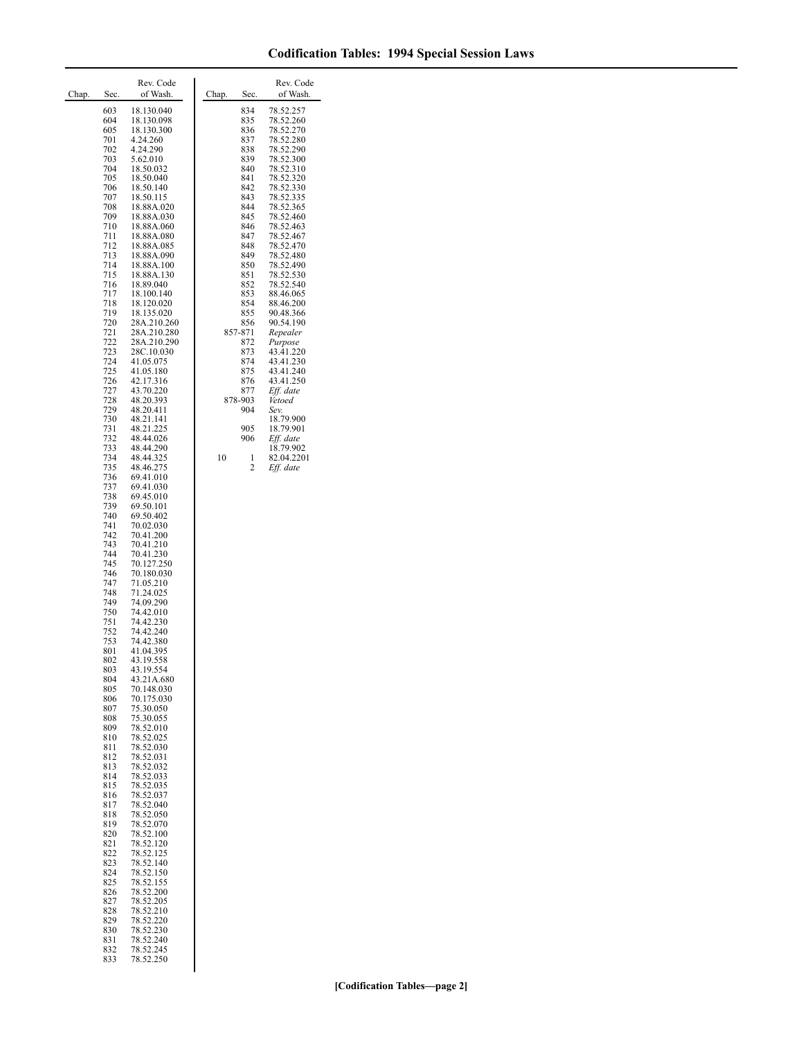# Codification Tables: 1994 Special Session Laws

| Chap. | Sec. | Rev. Code of Wash. |
|---|---|---|
| | 603 | 18.130.040 |
| | 604 | 18.130.098 |
| | 605 | 18.130.300 |
| | 701 | 4.24.260 |
| | 702 | 4.24.290 |
| | 703 | 5.62.010 |
| | 704 | 18.50.032 |
| | 705 | 18.50.040 |
| | 706 | 18.50.140 |
| | 707 | 18.50.115 |
| | 708 | 18.88A.020 |
| | 709 | 18.88A.030 |
| | 710 | 18.88A.060 |
| | 711 | 18.88A.080 |
| | 712 | 18.88A.085 |
| | 713 | 18.88A.090 |
| | 714 | 18.88A.100 |
| | 715 | 18.88A.130 |
| | 716 | 18.89.040 |
| | 717 | 18.100.140 |
| | 718 | 18.120.020 |
| | 719 | 18.135.020 |
| | 720 | 28A.210.260 |
| | 721 | 28A.210.280 |
| | 722 | 28A.210.290 |
| | 723 | 28C.10.030 |
| | 724 | 41.05.075 |
| | 725 | 41.05.180 |
| | 726 | 42.17.316 |
| | 727 | 43.70.220 |
| | 728 | 48.20.393 |
| | 729 | 48.20.411 |
| | 730 | 48.21.141 |
| | 731 | 48.21.225 |
| | 732 | 48.44.026 |
| | 733 | 48.44.290 |
| | 734 | 48.44.325 |
| | 735 | 48.46.275 |
| | 736 | 69.41.010 |
| | 737 | 69.41.030 |
| | 738 | 69.45.010 |
| | 739 | 69.50.101 |
| | 740 | 69.50.402 |
| | 741 | 70.02.030 |
| | 742 | 70.41.200 |
| | 743 | 70.41.210 |
| | 744 | 70.41.230 |
| | 745 | 70.127.250 |
| | 746 | 70.180.030 |
| | 747 | 71.05.210 |
| | 748 | 71.24.025 |
| | 749 | 74.09.290 |
| | 750 | 74.42.010 |
| | 751 | 74.42.230 |
| | 752 | 74.42.240 |
| | 753 | 74.42.380 |
| | 801 | 41.04.395 |
| | 802 | 43.19.558 |
| | 803 | 43.19.554 |
| | 804 | 43.21A.680 |
| | 805 | 70.148.030 |
| | 806 | 70.175.030 |
| | 807 | 75.30.050 |
| | 808 | 75.30.055 |
| | 809 | 78.52.010 |
| | 810 | 78.52.025 |
| | 811 | 78.52.030 |
| | 812 | 78.52.031 |
| | 813 | 78.52.032 |
| | 814 | 78.52.033 |
| | 815 | 78.52.035 |
| | 816 | 78.52.037 |
| | 817 | 78.52.040 |
| | 818 | 78.52.050 |
| | 819 | 78.52.070 |
| | 820 | 78.52.100 |
| | 821 | 78.52.120 |
| | 822 | 78.52.125 |
| | 823 | 78.52.140 |
| | 824 | 78.52.150 |
| | 825 | 78.52.155 |
| | 826 | 78.52.200 |
| | 827 | 78.52.205 |
| | 828 | 78.52.210 |
| | 829 | 78.52.220 |
| | 830 | 78.52.230 |
| | 831 | 78.52.240 |
| | 832 | 78.52.245 |
| | 833 | 78.52.250 |
| | 834 | 78.52.257 |
| | 835 | 78.52.260 |
| | 836 | 78.52.270 |
| | 837 | 78.52.280 |
| | 838 | 78.52.290 |
| | 839 | 78.52.300 |
| | 840 | 78.52.310 |
| | 841 | 78.52.320 |
| | 842 | 78.52.330 |
| | 843 | 78.52.335 |
| | 844 | 78.52.365 |
| | 845 | 78.52.460 |
| | 846 | 78.52.463 |
| | 847 | 78.52.467 |
| | 848 | 78.52.470 |
| | 849 | 78.52.480 |
| | 850 | 78.52.490 |
| | 851 | 78.52.530 |
| | 852 | 78.52.540 |
| | 853 | 88.46.065 |
| | 854 | 88.46.200 |
| | 855 | 90.48.366 |
| | 856 | 90.54.190 |
| | 857-871 | *Repealer* |
| | 872 | *Purpose* |
| | 873 | 43.41.220 |
| | 874 | 43.41.230 |
| | 875 | 43.41.240 |
| | 876 | 43.41.250 |
| | 877 | *Eff. date* |
| | 878-903 | *Vetoed* |
| | 904 | *Sev.* 18.79.900 |
| | 905 | 18.79.901 |
| | 906 | *Eff. date* 18.79.902 |
| 10 | 1 | 82.04.2201 |
| | 2 | *Eff. date* |